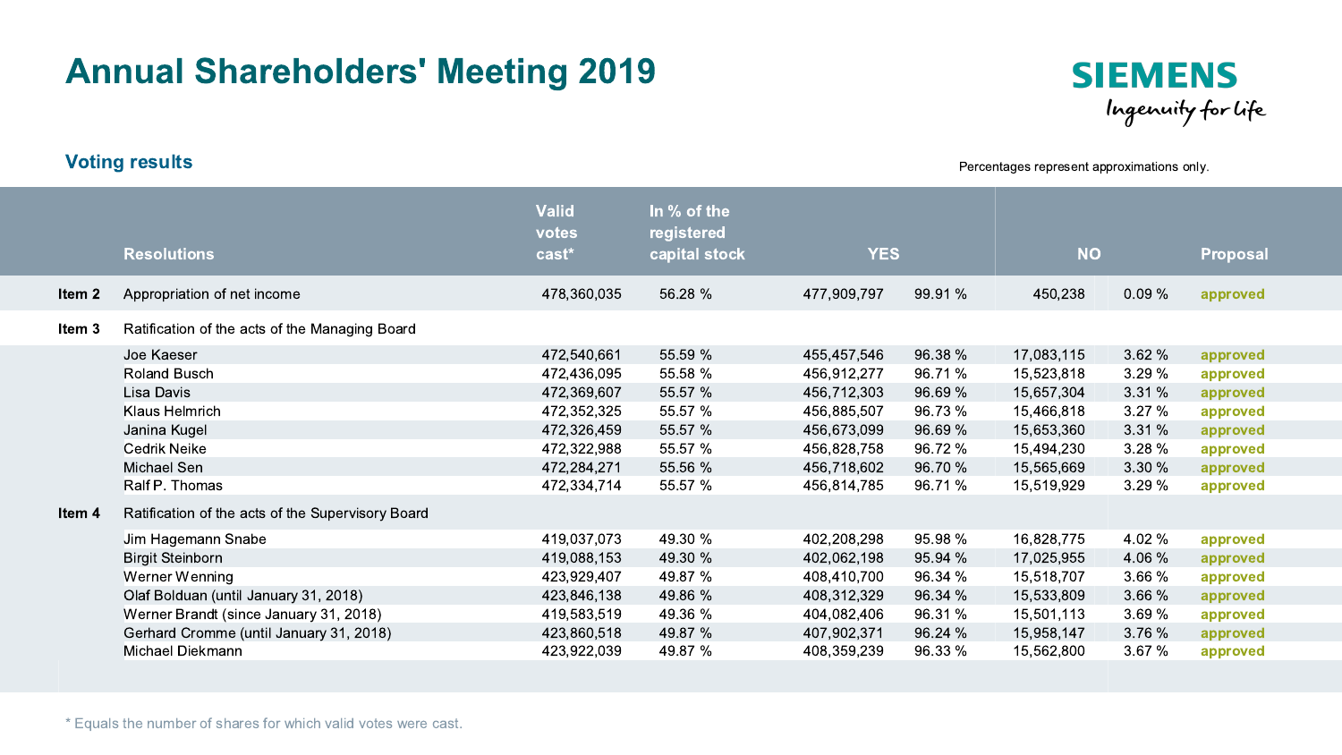# Annual Shareholders' Meeting 2019

SIEMENS
*Ingenuity for life*

## Voting results

Percentages represent approximations only.

| | Resolutions | Valid votes cast* | In % of the registered capital stock | YES | | NO | | Proposal |
|---|---|---|---|---|---|---|---|---|
| **Item 2** | Appropriation of net income | 478,360,035 | 56.28 % | 477,909,797 | 99.91 % | 450,238 | 0.09 % | approved |
| **Item 3** | Ratification of the acts of the Managing Board | | | | | | | |
| | Joe Kaeser | 472,540,661 | 55.59 % | 455,457,546 | 96.38 % | 17,083,115 | 3.62 % | approved |
| | Roland Busch | 472,436,095 | 55.58 % | 456,912,277 | 96.71 % | 15,523,818 | 3.29 % | approved |
| | Lisa Davis | 472,369,607 | 55.57 % | 456,712,303 | 96.69 % | 15,657,304 | 3.31 % | approved |
| | Klaus Helmrich | 472,352,325 | 55.57 % | 456,885,507 | 96.73 % | 15,466,818 | 3.27 % | approved |
| | Janina Kugel | 472,326,459 | 55.57 % | 456,673,099 | 96.69 % | 15,653,360 | 3.31 % | approved |
| | Cedrik Neike | 472,322,988 | 55.57 % | 456,828,758 | 96.72 % | 15,494,230 | 3.28 % | approved |
| | Michael Sen | 472,284,271 | 55.56 % | 456,718,602 | 96.70 % | 15,565,669 | 3.30 % | approved |
| | Ralf P. Thomas | 472,334,714 | 55.57 % | 456,814,785 | 96.71 % | 15,519,929 | 3.29 % | approved |
| **Item 4** | Ratification of the acts of the Supervisory Board | | | | | | | |
| | Jim Hagemann Snabe | 419,037,073 | 49.30 % | 402,208,298 | 95.98 % | 16,828,775 | 4.02 % | approved |
| | Birgit Steinborn | 419,088,153 | 49.30 % | 402,062,198 | 95.94 % | 17,025,955 | 4.06 % | approved |
| | Werner Wenning | 423,929,407 | 49.87 % | 408,410,700 | 96.34 % | 15,518,707 | 3.66 % | approved |
| | Olaf Bolduan (until January 31, 2018) | 423,846,138 | 49.86 % | 408,312,329 | 96.34 % | 15,533,809 | 3.66 % | approved |
| | Werner Brandt (since January 31, 2018) | 419,583,519 | 49.36 % | 404,082,406 | 96.31 % | 15,501,113 | 3.69 % | approved |
| | Gerhard Cromme (until January 31, 2018) | 423,860,518 | 49.87 % | 407,902,371 | 96.24 % | 15,958,147 | 3.76 % | approved |
| | Michael Diekmann | 423,922,039 | 49.87 % | 408,359,239 | 96.33 % | 15,562,800 | 3.67 % | approved |

\* Equals the number of shares for which valid votes were cast.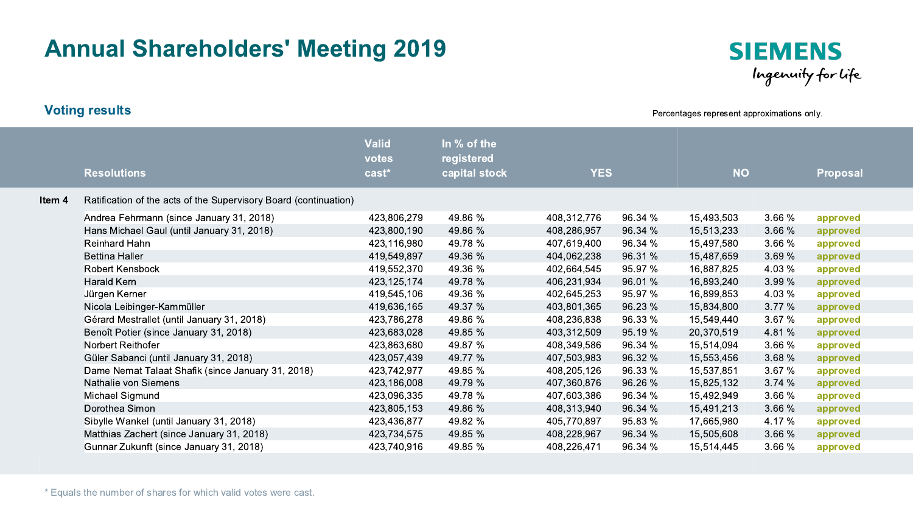# Annual Shareholders' Meeting 2019

SIEMENS
*Ingenuity for life*

## Voting results

Percentages represent approximations only.

| | Resolutions | Valid votes cast* | In % of the registered capital stock | YES | | NO | | Proposal |
|---|---|---|---|---|---|---|---|---|
| **Item 4** | Ratification of the acts of the Supervisory Board (continuation) | | | | | | | |
| | Andrea Fehrmann (since January 31, 2018) | 423,806,279 | 49.86 % | 408,312,776 | 96.34 % | 15,493,503 | 3.66 % | approved |
| | Hans Michael Gaul (until January 31, 2018) | 423,800,190 | 49.86 % | 408,286,957 | 96.34 % | 15,513,233 | 3.66 % | approved |
| | Reinhard Hahn | 423,116,980 | 49.78 % | 407,619,400 | 96.34 % | 15,497,580 | 3.66 % | approved |
| | Bettina Haller | 419,549,897 | 49.36 % | 404,062,238 | 96.31 % | 15,487,659 | 3.69 % | approved |
| | Robert Kensbock | 419,552,370 | 49.36 % | 402,664,545 | 95.97 % | 16,887,825 | 4.03 % | approved |
| | Harald Kern | 423,125,174 | 49.78 % | 406,231,934 | 96.01 % | 16,893,240 | 3.99 % | approved |
| | Jürgen Kerner | 419,545,106 | 49.36 % | 402,645,253 | 95.97 % | 16,899,853 | 4.03 % | approved |
| | Nicola Leibinger-Kammüller | 419,636,165 | 49.37 % | 403,801,365 | 96.23 % | 15,834,800 | 3.77 % | approved |
| | Gérard Mestrallet (until January 31, 2018) | 423,786,278 | 49.86 % | 408,236,838 | 96.33 % | 15,549,440 | 3.67 % | approved |
| | Benoît Potier (since January 31, 2018) | 423,683,028 | 49.85 % | 403,312,509 | 95.19 % | 20,370,519 | 4.81 % | approved |
| | Norbert Reithofer | 423,863,680 | 49.87 % | 408,349,586 | 96.34 % | 15,514,094 | 3.66 % | approved |
| | Güler Sabanci (until January 31, 2018) | 423,057,439 | 49.77 % | 407,503,983 | 96.32 % | 15,553,456 | 3.68 % | approved |
| | Dame Nemat Talaat Shafik (since January 31, 2018) | 423,742,977 | 49.85 % | 408,205,126 | 96.33 % | 15,537,851 | 3.67 % | approved |
| | Nathalie von Siemens | 423,186,008 | 49.79 % | 407,360,876 | 96.26 % | 15,825,132 | 3.74 % | approved |
| | Michael Sigmund | 423,096,335 | 49.78 % | 407,603,386 | 96.34 % | 15,492,949 | 3.66 % | approved |
| | Dorothea Simon | 423,805,153 | 49.86 % | 408,313,940 | 96.34 % | 15,491,213 | 3.66 % | approved |
| | Sibylle Wankel (until January 31, 2018) | 423,436,877 | 49.82 % | 405,770,897 | 95.83 % | 17,665,980 | 4.17 % | approved |
| | Matthias Zachert (since January 31, 2018) | 423,734,575 | 49.85 % | 408,228,967 | 96.34 % | 15,505,608 | 3.66 % | approved |
| | Gunnar Zukunft (since January 31, 2018) | 423,740,916 | 49.85 % | 408,226,471 | 96.34 % | 15,514,445 | 3.66 % | approved |

* Equals the number of shares for which valid votes were cast.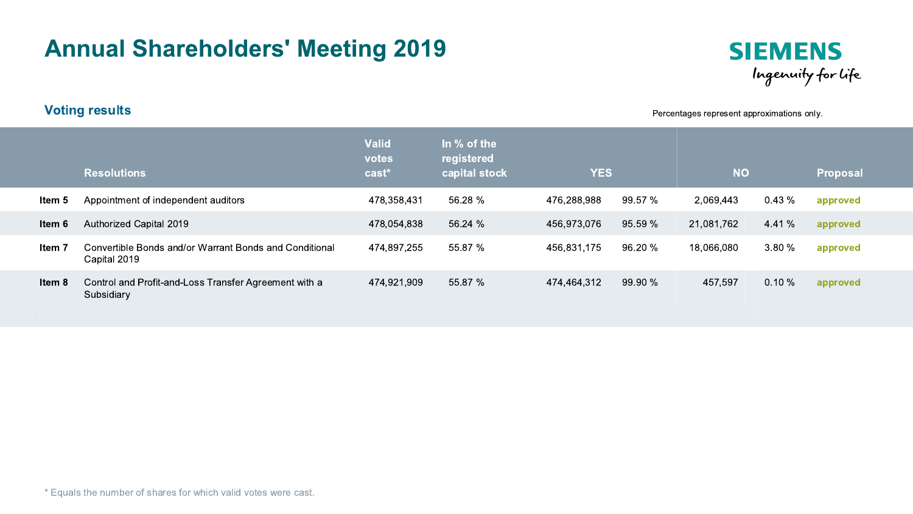# Annual Shareholders' Meeting 2019

SIEMENS
Ingenuity for life

## Voting results

Percentages represent approximations only.

| | Resolutions | Valid votes cast* | In % of the registered capital stock | YES | | NO | | Proposal |
|---|---|---|---|---|---|---|---|---|
| Item 5 | Appointment of independent auditors | 478,358,431 | 56.28 % | 476,288,988 | 99.57 % | 2,069,443 | 0.43 % | approved |
| Item 6 | Authorized Capital 2019 | 478,054,838 | 56.24 % | 456,973,076 | 95.59 % | 21,081,762 | 4.41 % | approved |
| Item 7 | Convertible Bonds and/or Warrant Bonds and Conditional Capital 2019 | 474,897,255 | 55.87 % | 456,831,175 | 96.20 % | 18,066,080 | 3.80 % | approved |
| Item 8 | Control and Profit-and-Loss Transfer Agreement with a Subsidiary | 474,921,909 | 55.87 % | 474,464,312 | 99.90 % | 457,597 | 0.10 % | approved |

* Equals the number of shares for which valid votes were cast.